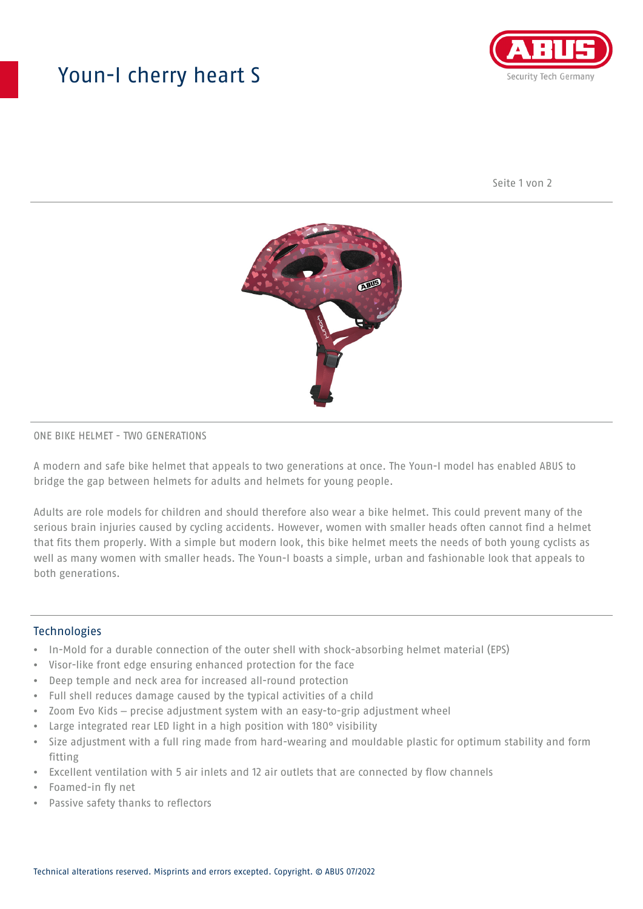# Youn-I cherry heart S

ONE BIKE HELMET - TWO GENERATIONS

A modern and safe bike helmet that appeals to two generations at once. The Youn-I model has enabled ABUS to bridge the gap between helmets for adults and helmets for young people.

Adults are role models for children and should therefore also wear a bike helmet. This could prevent many of the serious brain injuries caused by cycling accidents. However, women with smaller heads often cannot find a helmet that fits them properly. With a simple but modern look, this bike helmet meets the needs of both young cyclists as well as many women with smaller heads. The Youn-I boasts a simple, urban and fashionable look that appeals to both generations.

## Technologies

- In-Mold for a durable connection of the outer shell with shock-absorbing helmet material (EPS)
- Visor-like front edge ensuring enhanced protection for the face
- Deep temple and neck area for increased all-round protection
- Full shell reduces damage caused by the typical activities of a child
- Zoom Evo Kids – precise adjustment system with an easy-to-grip adjustment wheel
- Large integrated rear LED light in a high position with 180° visibility
- Size adjustment with a full ring made from hard-wearing and mouldable plastic for optimum stability and form fitting
- Excellent ventilation with 5 air inlets and 12 air outlets that are connected by flow channels
- Foamed-in fly net
- Passive safety thanks to reflectors

Technical alterations reserved. Misprints and errors excepted. Copyright. © ABUS 07/2022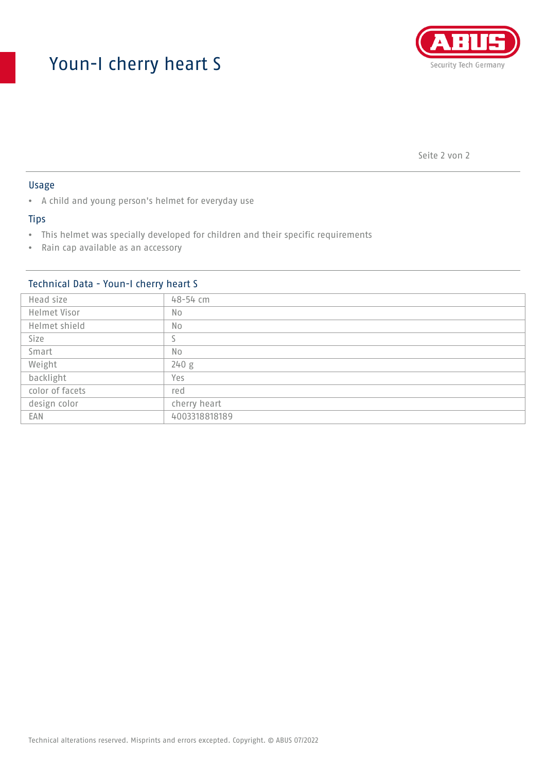# Youn-I cherry heart S

## Usage

- A child and young person's helmet for everyday use

## Tips

- This helmet was specially developed for children and their specific requirements
- Rain cap available as an accessory

## Technical Data - Youn-I cherry heart S

| | |
|---|---|
| Head size | 48-54 cm |
| Helmet Visor | No |
| Helmet shield | No |
| Size | S |
| Smart | No |
| Weight | 240 g |
| backlight | Yes |
| color of facets | red |
| design color | cherry heart |
| EAN | 4003318818189 |

Technical alterations reserved. Misprints and errors excepted. Copyright. © ABUS 07/2022